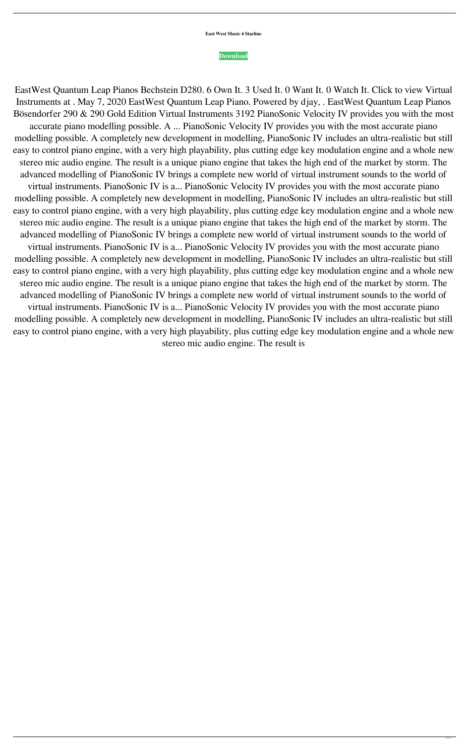**East West Music 4 Starline**

**Download**

EastWest Quantum Leap Pianos Bechstein D280. 6 Own It. 3 Used It. 0 Want It. 0 Watch It. Click to view Virtual Instruments at . May 7, 2020 EastWest Quantum Leap Piano. Powered by djay, . EastWest Quantum Leap Pianos Bösendorfer 290 & 290 Gold Edition Virtual Instruments 3192 PianoSonic Velocity IV provides you with the most accurate piano modelling possible. A ... PianoSonic Velocity IV provides you with the most accurate piano modelling possible. A completely new development in modelling, PianoSonic IV includes an ultra-realistic but still easy to control piano engine, with a very high playability, plus cutting edge key modulation engine and a whole new stereo mic audio engine. The result is a unique piano engine that takes the high end of the market by storm. The advanced modelling of PianoSonic IV brings a complete new world of virtual instrument sounds to the world of virtual instruments. PianoSonic IV is a... PianoSonic Velocity IV provides you with the most accurate piano modelling possible. A completely new development in modelling, PianoSonic IV includes an ultra-realistic but still easy to control piano engine, with a very high playability, plus cutting edge key modulation engine and a whole new stereo mic audio engine. The result is a unique piano engine that takes the high end of the market by storm. The advanced modelling of PianoSonic IV brings a complete new world of virtual instrument sounds to the world of virtual instruments. PianoSonic IV is a... PianoSonic Velocity IV provides you with the most accurate piano modelling possible. A completely new development in modelling, PianoSonic IV includes an ultra-realistic but still easy to control piano engine, with a very high playability, plus cutting edge key modulation engine and a whole new stereo mic audio engine. The result is a unique piano engine that takes the high end of the market by storm. The advanced modelling of PianoSonic IV brings a complete new world of virtual instrument sounds to the world of virtual instruments. PianoSonic IV is a... PianoSonic Velocity IV provides you with the most accurate piano modelling possible. A completely new development in modelling, PianoSonic IV includes an ultra-realistic but still easy to control piano engine, with a very high playability, plus cutting edge key modulation engine and a whole new stereo mic audio engine. The result is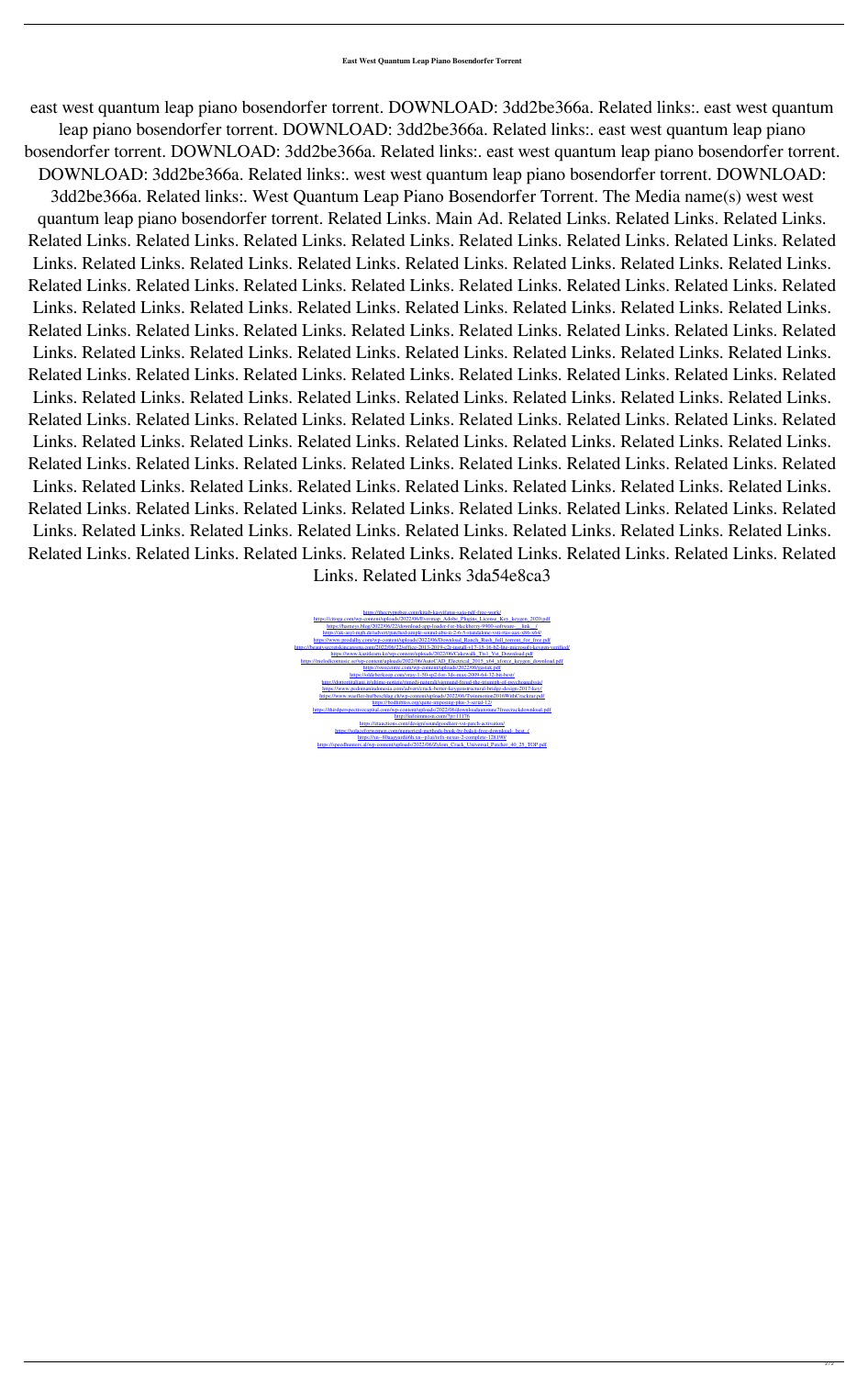**East West Quantum Leap Piano Bosendorfer Torrent**

east west quantum leap piano bosendorfer torrent. DOWNLOAD: 3dd2be366a. Related links:. east west quantum leap piano bosendorfer torrent. DOWNLOAD: 3dd2be366a. Related links:. east west quantum leap piano bosendorfer torrent. DOWNLOAD: 3dd2be366a. Related links:. east west quantum leap piano bosendorfer torrent. DOWNLOAD: 3dd2be366a. Related links:. west west quantum leap piano bosendorfer torrent. DOWNLOAD: 3dd2be366a. Related links:. West Quantum Leap Piano Bosendorfer Torrent. The Media name(s) west west quantum leap piano bosendorfer torrent. Related Links. Main Ad. Related Links. Related Links. Related Links. Related Links. Related Links. Related Links. Related Links. Related Links. Related Links. Related Links. Related Links. Related Links. Related Links. Related Links. Related Links. Related Links. Related Links. Related Links. Related Links. Related Links. Related Links. Related Links. Related Links. Related Links. Related Links. Related Links. Related Links. Related Links. Related Links. Related Links. Related Links. Related Links. Related Links. Related Links. Related Links. Related Links. Related Links. Related Links. Related Links. Related Links. Related Links. Related Links. Related Links. Related Links. Related Links. Related Links. Related Links. Related Links. Related Links. Related Links. Related Links. Related Links. Related Links. Related Links. Related Links. Related Links. Related Links. Related Links. Related Links. Related Links. Related Links. Related Links. Related Links. Related Links. Related Links. Related Links. Related Links. Related Links. Related Links. Related Links. Related Links. Related Links. Related Links. Related Links. Related Links. Related Links. Related Links. Related Links. Related Links. Related Links. Related Links. Related Links. Related Links. Related Links. Related Links. Related Links. Related Links. Related Links. Related Links. Related Links. Related Links. Related Links. Related Links. Related Links. Related Links. Related Links. Related Links. Related Links. Related Links. Related Links. Related Links. Related Links. Related Links. Related Links. Related Links. Related Links. Related Links. Related Links. Related Links. Related Links. Related Links. Related Links. Related Links. Related Links. Related Links. Related Links. Related Links. Related Links. Related Links. Related Links. Related Links. Related Links. Related Links. Related Links. Related Links. Related Links. Related Links. Related Links. Related Links. Related Links. Related Links. Related Links. Related Links. Related Links. Related Links. Related Links. Related Links. Related Links. Related Links. Related Links. Related Links. Related Links. Related Links. Related Links. Related Links 3da54e8ca3

https://thecryptobee.com/kitab-kasyifatus-saja-pdf-free-work/
https://citoga.com/wp-content/uploads/2022/06/Everinage_Adobe_Plugins_License_Key_keygen_2020.pdf
https://harneys.blog/2022/06/22/download-app-loader-for-blackberry-9900-software-__link__/
https://ak-asyl-mgh.de/advert/patched-ample-sound-abu-ii-2-6-5-standalone-vsti-rtas-aax-x86-x64/
https://www.goodbuyhome.com/wp-content/uploads/2022/06/Download_Ranch_Rush_full_torrent_for_free.pdf
https://beautyprosnearme.com/2022/06/22/office-2013-2019-c2r-install-v7-15-16-b2-lite-microsoft-keygen-verified/
https://www.kuettlerm.ke/wp-content/uploads/2022/06/Cakewalk_Tts1_Vst_Download.pdf
https://melodykonmusic.se/wp-content/uploads/2022/06/AutoCAD_Electrical_2015_x64_xforce_keygen_download.pdf
https://mecentre.com/wp-content/uploads/2022/06/rastak.pdf
https://sikderhoopo.com/vray-1-50-sp2-for-3ds-max-2009-64-32-bit-best/
http://shotweb.hmi.inkline-notable/sumeli-sumeli/sigmund-freud-the-triumph-of-psychoanalysis/
https://www.pedomaninonesia.com/advert/crack-better-keygenstructural-bridge-design-2017-key/
https://www.staffler-hufbeschlag.ch/wp-content/uploads/2022/06/Pointmotion2016WithCrackrar.pdf
https://healthbliss.org/spite-imposing-plus-3-serial-12/
https://thirdperspectivecapital.com/wp-content/uploads/2022/06/downloadautotune7freecrackdownload.pdf
http://infoimmuno.com/?p=11176
https://ttransfers.com/design/soundproducer-vst-patch-activation/
https://solaceforwomen.com/numerical-methods-book-by-balaji-free-download-_best_/
https://xn--80aagyardii6h.xn--p1ai/refx-nexus-2-complete-128190/
https://speedhunters.al/wp-content/uploads/2022/06/Zylom_Crack_Universal_Patcher_40_25_TOP.pdf